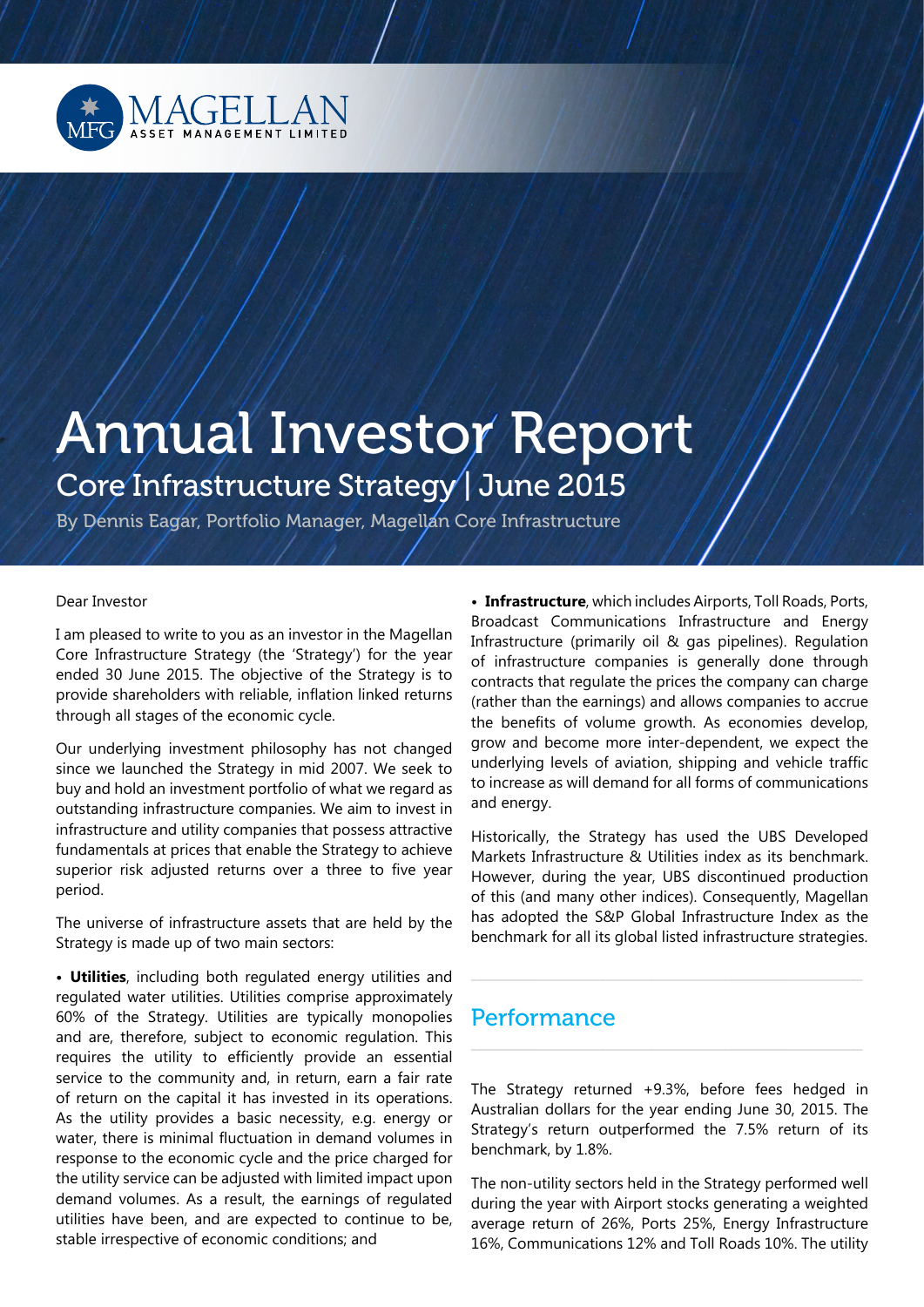MAGELLAN ASSET MANAGEMENT LIMITED

# Annual Investor Report

## Core Infrastructure Strategy | June 2015

By Dennis Eagar, Portfolio Manager, Magellan Core Infrastructure

Dear Investor

I am pleased to write to you as an investor in the Magellan Core Infrastructure Strategy (the 'Strategy') for the year ended 30 June 2015. The objective of the Strategy is to provide shareholders with reliable, inflation linked returns through all stages of the economic cycle.

Our underlying investment philosophy has not changed since we launched the Strategy in mid 2007. We seek to buy and hold an investment portfolio of what we regard as outstanding infrastructure companies. We aim to invest in infrastructure and utility companies that possess attractive fundamentals at prices that enable the Strategy to achieve superior risk adjusted returns over a three to five year period.

The universe of infrastructure assets that are held by the Strategy is made up of two main sectors:

- **Utilities**, including both regulated energy utilities and regulated water utilities. Utilities comprise approximately 60% of the Strategy. Utilities are typically monopolies and are, therefore, subject to economic regulation. This requires the utility to efficiently provide an essential service to the community and, in return, earn a fair rate of return on the capital it has invested in its operations. As the utility provides a basic necessity, e.g. energy or water, there is minimal fluctuation in demand volumes in response to the economic cycle and the price charged for the utility service can be adjusted with limited impact upon demand volumes. As a result, the earnings of regulated utilities have been, and are expected to continue to be, stable irrespective of economic conditions; and
- **Infrastructure**, which includes Airports, Toll Roads, Ports, Broadcast Communications Infrastructure and Energy Infrastructure (primarily oil & gas pipelines). Regulation of infrastructure companies is generally done through contracts that regulate the prices the company can charge (rather than the earnings) and allows companies to accrue the benefits of volume growth. As economies develop, grow and become more inter-dependent, we expect the underlying levels of aviation, shipping and vehicle traffic to increase as will demand for all forms of communications and energy.

Historically, the Strategy has used the UBS Developed Markets Infrastructure & Utilities index as its benchmark. However, during the year, UBS discontinued production of this (and many other indices). Consequently, Magellan has adopted the S&P Global Infrastructure Index as the benchmark for all its global listed infrastructure strategies.

## Performance

The Strategy returned +9.3%, before fees hedged in Australian dollars for the year ending June 30, 2015. The Strategy's return outperformed the 7.5% return of its benchmark, by 1.8%.

The non-utility sectors held in the Strategy performed well during the year with Airport stocks generating a weighted average return of 26%, Ports 25%, Energy Infrastructure 16%, Communications 12% and Toll Roads 10%. The utility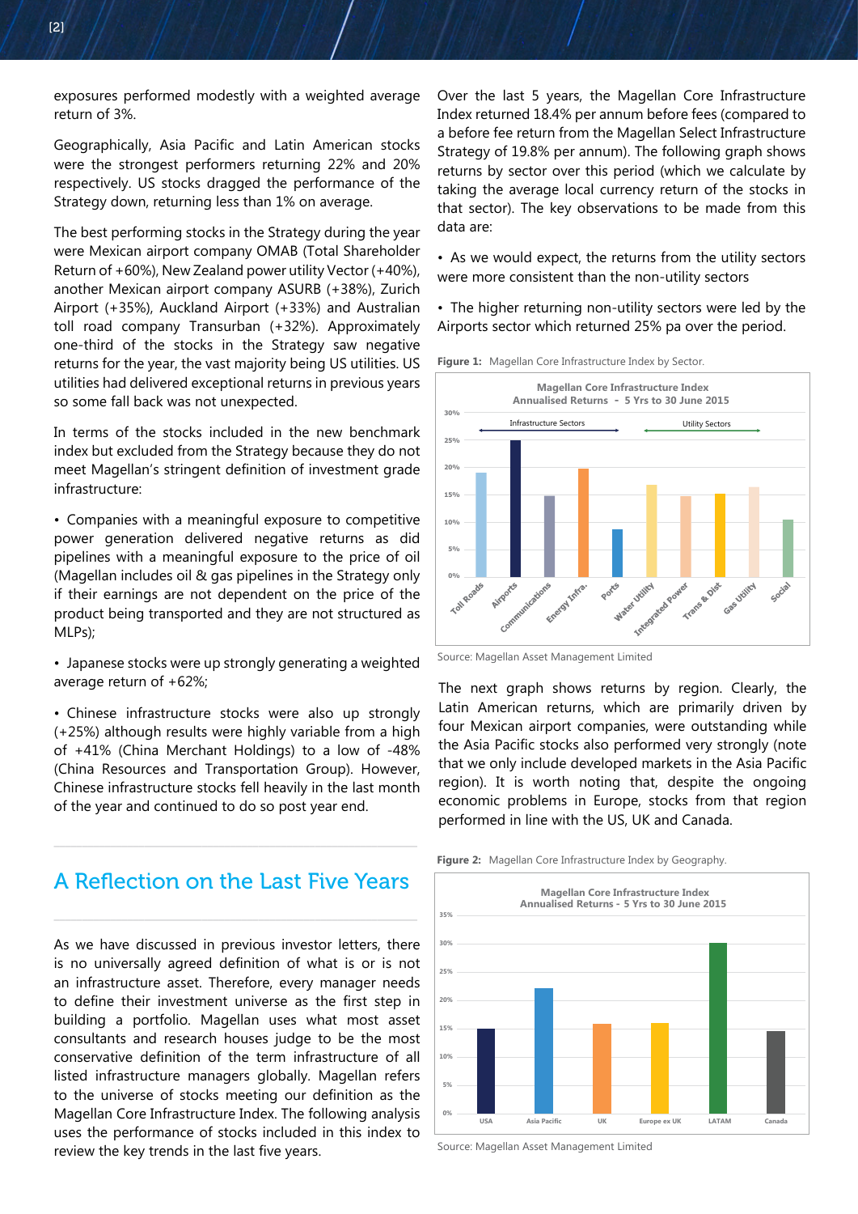exposures performed modestly with a weighted average return of 3%.

Geographically, Asia Pacific and Latin American stocks were the strongest performers returning 22% and 20% respectively. US stocks dragged the performance of the Strategy down, returning less than 1% on average.

The best performing stocks in the Strategy during the year were Mexican airport company OMAB (Total Shareholder Return of +60%), New Zealand power utility Vector (+40%), another Mexican airport company ASURB (+38%), Zurich Airport (+35%), Auckland Airport (+33%) and Australian toll road company Transurban (+32%). Approximately one-third of the stocks in the Strategy saw negative returns for the year, the vast majority being US utilities. US utilities had delivered exceptional returns in previous years so some fall back was not unexpected.

In terms of the stocks included in the new benchmark index but excluded from the Strategy because they do not meet Magellan's stringent definition of investment grade infrastructure:

- Companies with a meaningful exposure to competitive power generation delivered negative returns as did pipelines with a meaningful exposure to the price of oil (Magellan includes oil & gas pipelines in the Strategy only if their earnings are not dependent on the price of the product being transported and they are not structured as MLPs);
- Japanese stocks were up strongly generating a weighted average return of +62%;
- Chinese infrastructure stocks were also up strongly (+25%) although results were highly variable from a high of +41% (China Merchant Holdings) to a low of -48% (China Resources and Transportation Group). However, Chinese infrastructure stocks fell heavily in the last month of the year and continued to do so post year end.

## A Reflection on the Last Five Years

As we have discussed in previous investor letters, there is no universally agreed definition of what is or is not an infrastructure asset. Therefore, every manager needs to define their investment universe as the first step in building a portfolio. Magellan uses what most asset consultants and research houses judge to be the most conservative definition of the term infrastructure of all listed infrastructure managers globally. Magellan refers to the universe of stocks meeting our definition as the Magellan Core Infrastructure Index. The following analysis uses the performance of stocks included in this index to review the key trends in the last five years.

Over the last 5 years, the Magellan Core Infrastructure Index returned 18.4% per annum before fees (compared to a before fee return from the Magellan Select Infrastructure Strategy of 19.8% per annum). The following graph shows returns by sector over this period (which we calculate by taking the average local currency return of the stocks in that sector). The key observations to be made from this data are:

- As we would expect, the returns from the utility sectors were more consistent than the non-utility sectors
- The higher returning non-utility sectors were led by the Airports sector which returned 25% pa over the period.

**Figure 1:** Magellan Core Infrastructure Index by Sector.

Source: Magellan Asset Management Limited

The next graph shows returns by region. Clearly, the Latin American returns, which are primarily driven by four Mexican airport companies, were outstanding while the Asia Pacific stocks also performed very strongly (note that we only include developed markets in the Asia Pacific region). It is worth noting that, despite the ongoing economic problems in Europe, stocks from that region performed in line with the US, UK and Canada.

**Figure 2:** Magellan Core Infrastructure Index by Geography.

Source: Magellan Asset Management Limited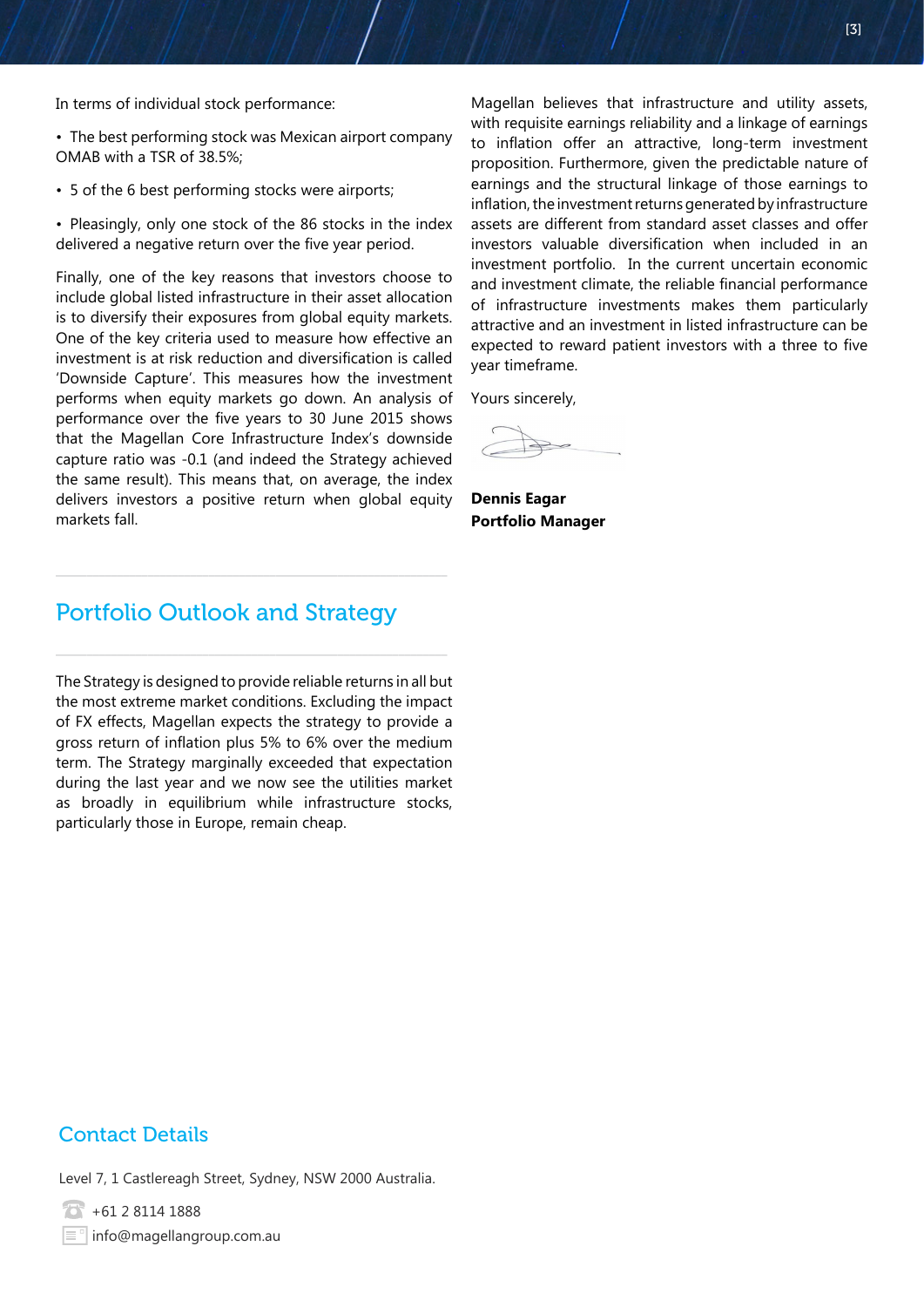In terms of individual stock performance:

- The best performing stock was Mexican airport company OMAB with a TSR of 38.5%;
- 5 of the 6 best performing stocks were airports;
- Pleasingly, only one stock of the 86 stocks in the index delivered a negative return over the five year period.

Finally, one of the key reasons that investors choose to include global listed infrastructure in their asset allocation is to diversify their exposures from global equity markets. One of the key criteria used to measure how effective an investment is at risk reduction and diversification is called 'Downside Capture'. This measures how the investment performs when equity markets go down. An analysis of performance over the five years to 30 June 2015 shows that the Magellan Core Infrastructure Index's downside capture ratio was -0.1 (and indeed the Strategy achieved the same result). This means that, on average, the index delivers investors a positive return when global equity markets fall.

## Portfolio Outlook and Strategy

The Strategy is designed to provide reliable returns in all but the most extreme market conditions. Excluding the impact of FX effects, Magellan expects the strategy to provide a gross return of inflation plus 5% to 6% over the medium term. The Strategy marginally exceeded that expectation during the last year and we now see the utilities market as broadly in equilibrium while infrastructure stocks, particularly those in Europe, remain cheap.

Magellan believes that infrastructure and utility assets, with requisite earnings reliability and a linkage of earnings to inflation offer an attractive, long-term investment proposition. Furthermore, given the predictable nature of earnings and the structural linkage of those earnings to inflation, the investment returns generated by infrastructure assets are different from standard asset classes and offer investors valuable diversification when included in an investment portfolio. In the current uncertain economic and investment climate, the reliable financial performance of infrastructure investments makes them particularly attractive and an investment in listed infrastructure can be expected to reward patient investors with a three to five year timeframe.

Yours sincerely,

**Dennis Eagar**
**Portfolio Manager**

## Contact Details

Level 7, 1 Castlereagh Street, Sydney, NSW 2000 Australia.

+61 2 8114 1888

info@magellangroup.com.au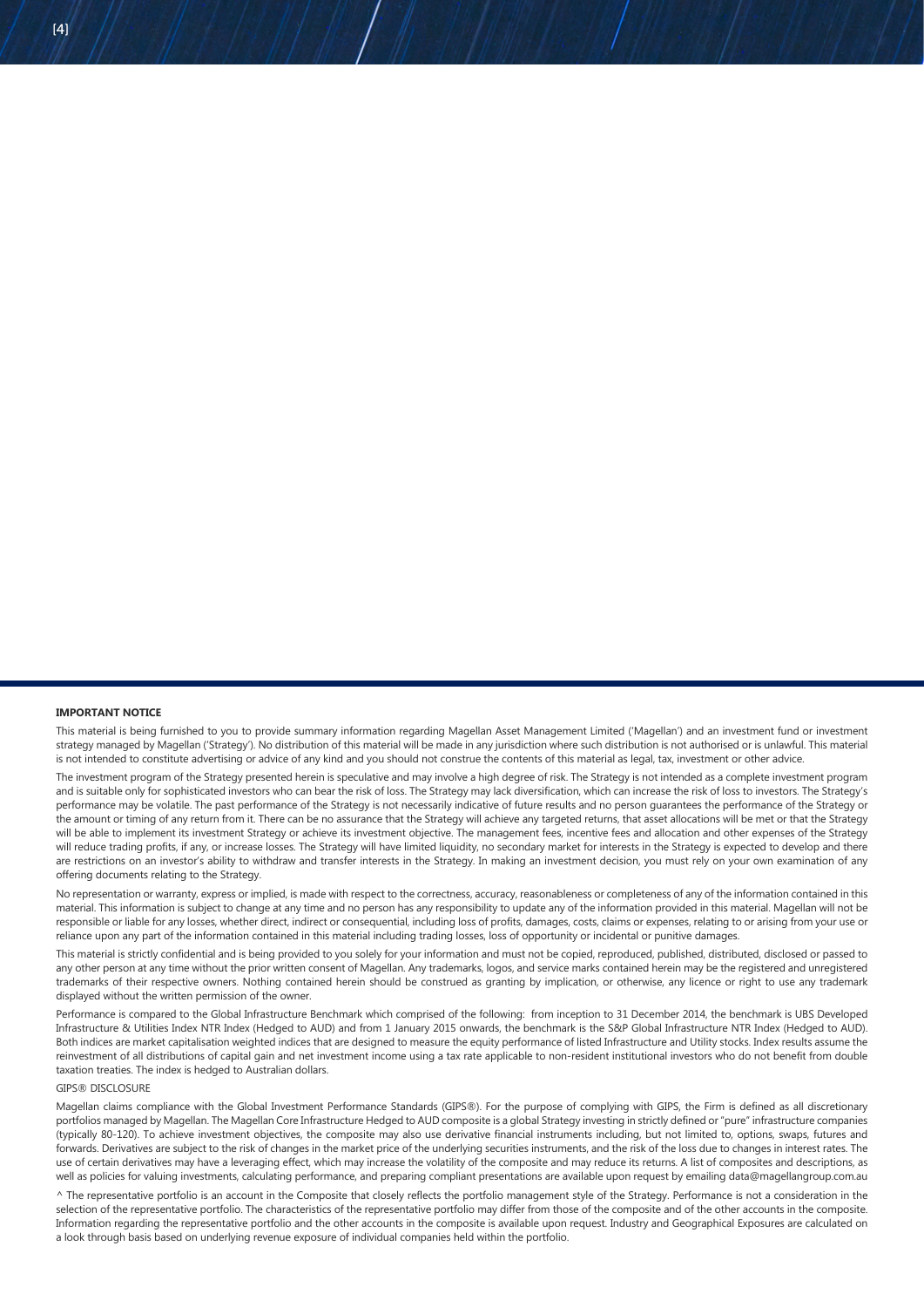**IMPORTANT NOTICE**

This material is being furnished to you to provide summary information regarding Magellan Asset Management Limited ('Magellan') and an investment fund or investment strategy managed by Magellan ('Strategy'). No distribution of this material will be made in any jurisdiction where such distribution is not authorised or is unlawful. This material is not intended to constitute advertising or advice of any kind and you should not construe the contents of this material as legal, tax, investment or other advice.

The investment program of the Strategy presented herein is speculative and may involve a high degree of risk. The Strategy is not intended as a complete investment program and is suitable only for sophisticated investors who can bear the risk of loss. The Strategy may lack diversification, which can increase the risk of loss to investors. The Strategy's performance may be volatile. The past performance of the Strategy is not necessarily indicative of future results and no person guarantees the performance of the Strategy or the amount or timing of any return from it. There can be no assurance that the Strategy will achieve any targeted returns, that asset allocations will be met or that the Strategy will be able to implement its investment Strategy or achieve its investment objective. The management fees, incentive fees and allocation and other expenses of the Strategy will reduce trading profits, if any, or increase losses. The Strategy will have limited liquidity, no secondary market for interests in the Strategy is expected to develop and there are restrictions on an investor's ability to withdraw and transfer interests in the Strategy. In making an investment decision, you must rely on your own examination of any offering documents relating to the Strategy.

No representation or warranty, express or implied, is made with respect to the correctness, accuracy, reasonableness or completeness of any of the information contained in this material. This information is subject to change at any time and no person has any responsibility to update any of the information provided in this material. Magellan will not be responsible or liable for any losses, whether direct, indirect or consequential, including loss of profits, damages, costs, claims or expenses, relating to or arising from your use or reliance upon any part of the information contained in this material including trading losses, loss of opportunity or incidental or punitive damages.

This material is strictly confidential and is being provided to you solely for your information and must not be copied, reproduced, published, distributed, disclosed or passed to any other person at any time without the prior written consent of Magellan. Any trademarks, logos, and service marks contained herein may be the registered and unregistered trademarks of their respective owners. Nothing contained herein should be construed as granting by implication, or otherwise, any licence or right to use any trademark displayed without the written permission of the owner.

Performance is compared to the Global Infrastructure Benchmark which comprised of the following: from inception to 31 December 2014, the benchmark is UBS Developed Infrastructure & Utilities Index NTR Index (Hedged to AUD) and from 1 January 2015 onwards, the benchmark is the S&P Global Infrastructure NTR Index (Hedged to AUD). Both indices are market capitalisation weighted indices that are designed to measure the equity performance of listed Infrastructure and Utility stocks. Index results assume the reinvestment of all distributions of capital gain and net investment income using a tax rate applicable to non-resident institutional investors who do not benefit from double taxation treaties. The index is hedged to Australian dollars.

GIPS® DISCLOSURE

Magellan claims compliance with the Global Investment Performance Standards (GIPS®). For the purpose of complying with GIPS, the Firm is defined as all discretionary portfolios managed by Magellan. The Magellan Core Infrastructure Hedged to AUD composite is a global Strategy investing in strictly defined or "pure" infrastructure companies (typically 80-120). To achieve investment objectives, the composite may also use derivative financial instruments including, but not limited to, options, swaps, futures and forwards. Derivatives are subject to the risk of changes in the market price of the underlying securities instruments, and the risk of the loss due to changes in interest rates. The use of certain derivatives may have a leveraging effect, which may increase the volatility of the composite and may reduce its returns. A list of composites and descriptions, as well as policies for valuing investments, calculating performance, and preparing compliant presentations are available upon request by emailing data@magellangroup.com.au

^ The representative portfolio is an account in the Composite that closely reflects the portfolio management style of the Strategy. Performance is not a consideration in the selection of the representative portfolio. The characteristics of the representative portfolio may differ from those of the composite and of the other accounts in the composite. Information regarding the representative portfolio and the other accounts in the composite is available upon request. Industry and Geographical Exposures are calculated on a look through basis based on underlying revenue exposure of individual companies held within the portfolio.